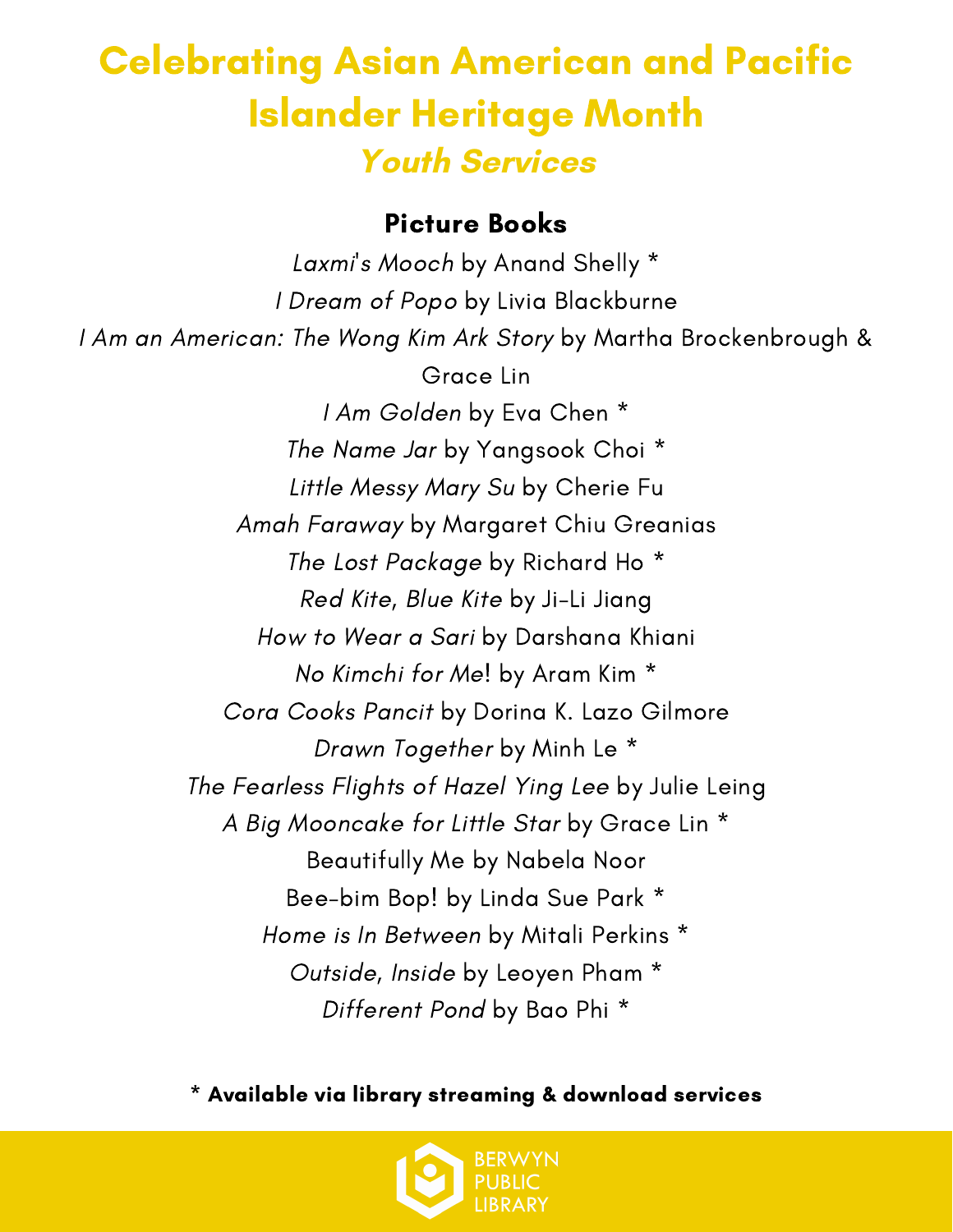# Celebrating Asian American and Pacific Islander Heritage Month

## *Youth Services*

### Picture Books

*Laxmi's Mooch* by Anand Shelly *

*I Dream of Popo* by Livia Blackburne

*I Am an American: The Wong Kim Ark Story* by Martha Brockenbrough & Grace Lin

*I Am Golden* by Eva Chen *

*The Name Jar* by Yangsook Choi *

*Little Messy Mary Su* by Cherie Fu

*Amah Faraway* by Margaret Chiu Greanias

*The Lost Package* by Richard Ho *

*Red Kite, Blue Kite* by Ji-Li Jiang

*How to Wear a Sari* by Darshana Khiani

*No Kimchi for Me*! by Aram Kim *

*Cora Cooks Pancit* by Dorina K. Lazo Gilmore

*Drawn Together* by Minh Le *

*The Fearless Flights of Hazel Ying Lee* by Julie Leing

*A Big Mooncake for Little Star* by Grace Lin *

Beautifully Me by Nabela Noor

Bee-bim Bop! by Linda Sue Park *

*Home is In Between* by Mitali Perkins *

*Outside, Inside* by Leoyen Pham *

*Different Pond* by Bao Phi *

**\* Available via library streaming & download services**

BERWYN PUBLIC LIBRARY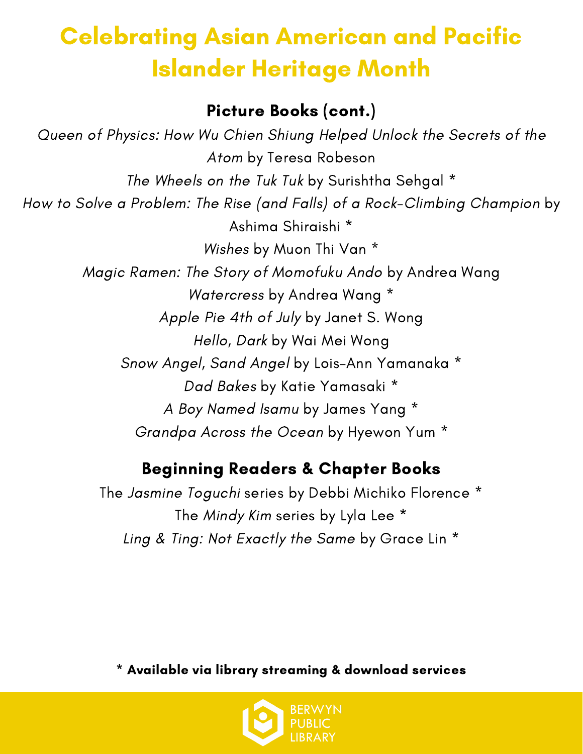# Celebrating Asian American and Pacific Islander Heritage Month

## Picture Books (cont.)

*Queen of Physics: How Wu Chien Shiung Helped Unlock the Secrets of the Atom* by Teresa Robeson

*The Wheels on the Tuk Tuk* by Surishtha Sehgal *

*How to Solve a Problem: The Rise (and Falls) of a Rock-Climbing Champion* by Ashima Shiraishi *

*Wishes* by Muon Thi Van *

*Magic Ramen: The Story of Momofuku Ando* by Andrea Wang

*Watercress* by Andrea Wang *

*Apple Pie 4th of July* by Janet S. Wong

*Hello, Dark* by Wai Mei Wong

*Snow Angel, Sand Angel* by Lois-Ann Yamanaka *

*Dad Bakes* by Katie Yamasaki *

*A Boy Named Isamu* by James Yang *

*Grandpa Across the Ocean* by Hyewon Yum *

## Beginning Readers & Chapter Books

The *Jasmine Toguchi* series by Debbi Michiko Florence *

The *Mindy Kim* series by Lyla Lee *

*Ling & Ting: Not Exactly the Same* by Grace Lin *

**\* Available via library streaming & download services**

BERWYN PUBLIC LIBRARY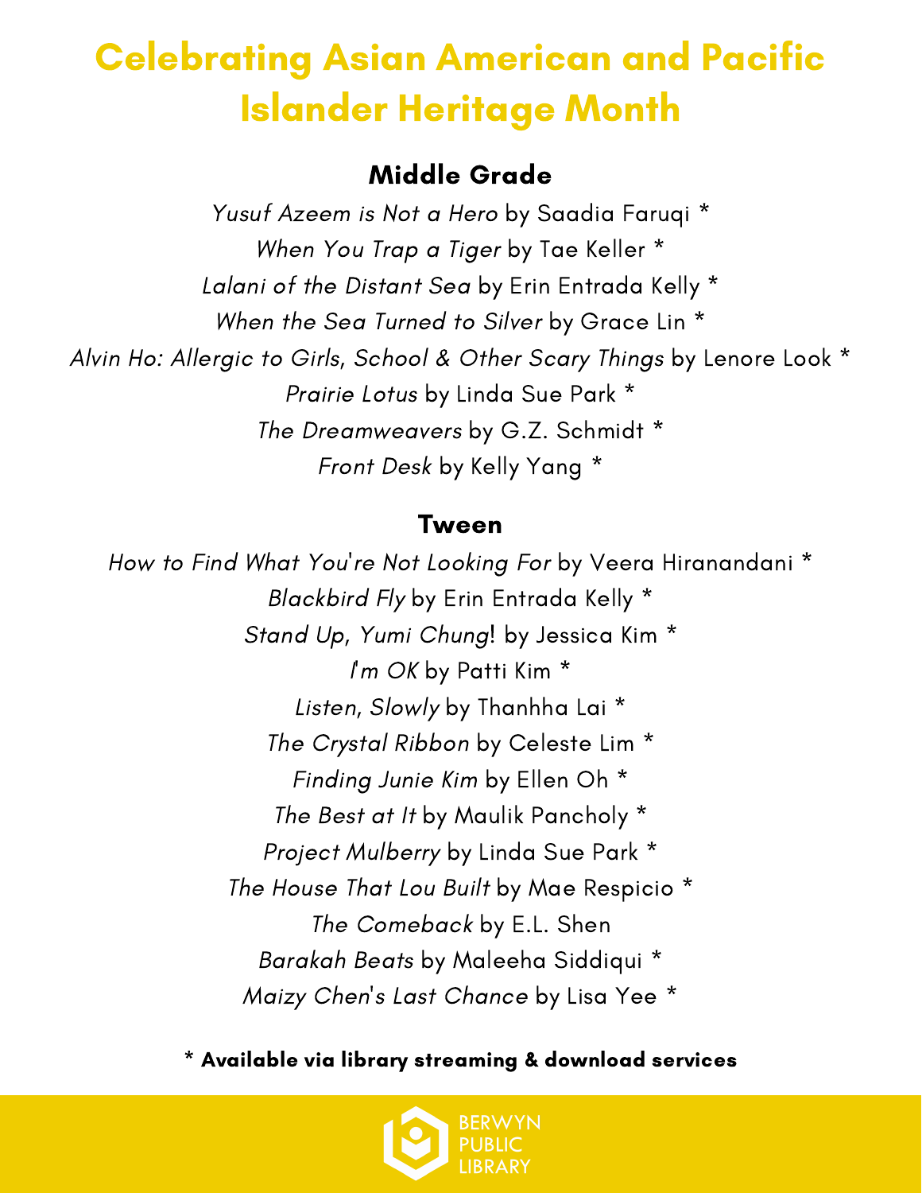# Celebrating Asian American and Pacific Islander Heritage Month

## Middle Grade

*Yusuf Azeem is Not a Hero* by Saadia Faruqi *

*When You Trap a Tiger* by Tae Keller *

*Lalani of the Distant Sea* by Erin Entrada Kelly *

*When the Sea Turned to Silver* by Grace Lin *

*Alvin Ho: Allergic to Girls, School & Other Scary Things* by Lenore Look *

*Prairie Lotus* by Linda Sue Park *

*The Dreamweavers* by G.Z. Schmidt *

*Front Desk* by Kelly Yang *

## Tween

*How to Find What You're Not Looking For* by Veera Hiranandani *

*Blackbird Fly* by Erin Entrada Kelly *

*Stand Up, Yumi Chung*! by Jessica Kim *

*I'm OK* by Patti Kim *

*Listen, Slowly* by Thanhha Lai *

*The Crystal Ribbon* by Celeste Lim *

*Finding Junie Kim* by Ellen Oh *

*The Best at It* by Maulik Pancholy *

*Project Mulberry* by Linda Sue Park *

*The House That Lou Built* by Mae Respicio *

*The Comeback* by E.L. Shen

*Barakah Beats* by Maleeha Siddiqui *

*Maizy Chen's Last Chance* by Lisa Yee *

**\* Available via library streaming & download services**

BERWYN PUBLIC LIBRARY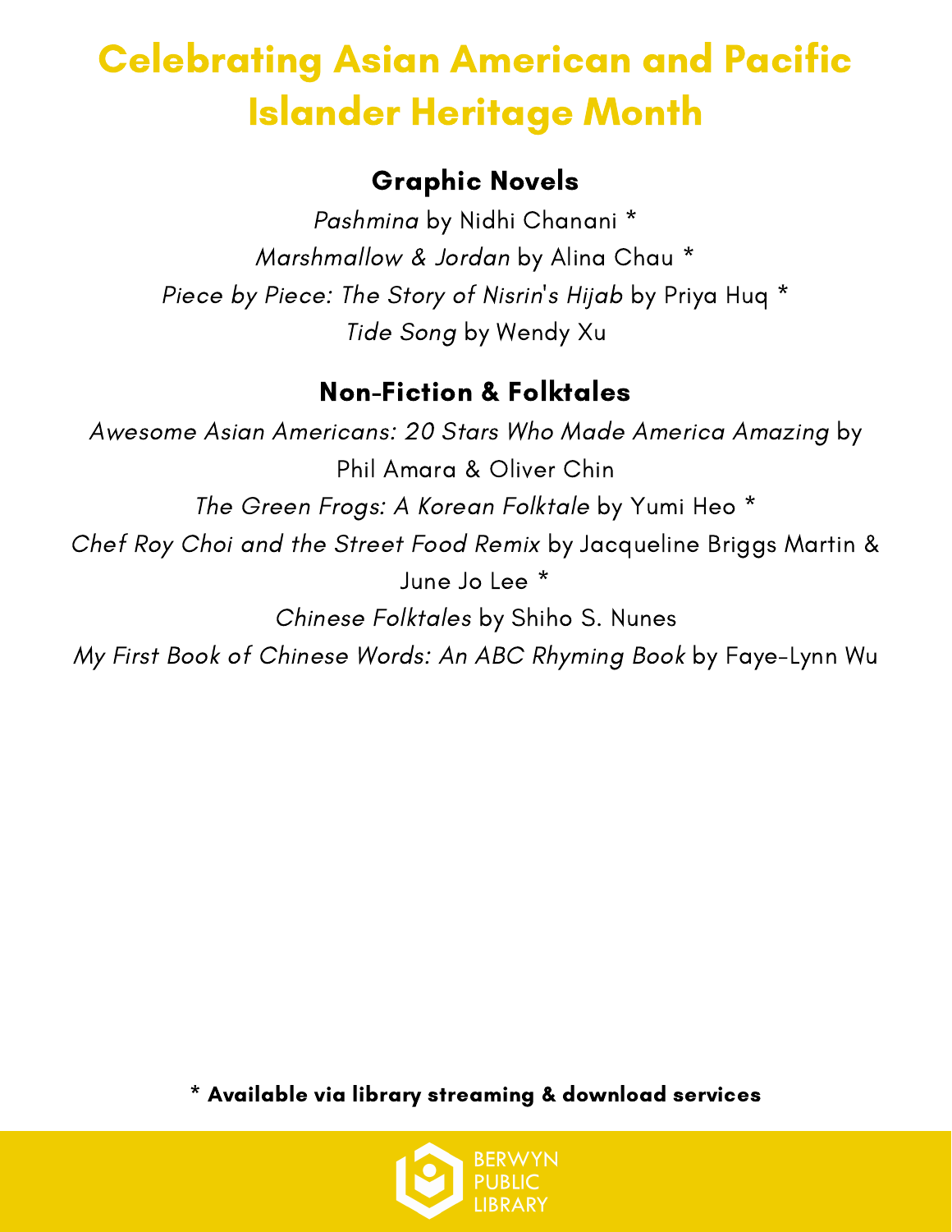# Celebrating Asian American and Pacific Islander Heritage Month

## Graphic Novels

*Pashmina* by Nidhi Chanani *

*Marshmallow & Jordan* by Alina Chau *

*Piece by Piece: The Story of Nisrin's Hijab* by Priya Huq *

*Tide Song* by Wendy Xu

## Non-Fiction & Folktales

*Awesome Asian Americans: 20 Stars Who Made America Amazing* by Phil Amara & Oliver Chin

*The Green Frogs: A Korean Folktale* by Yumi Heo *

*Chef Roy Choi and the Street Food Remix* by Jacqueline Briggs Martin & June Jo Lee *

*Chinese Folktales* by Shiho S. Nunes

*My First Book of Chinese Words: An ABC Rhyming Book* by Faye-Lynn Wu

**\* Available via library streaming & download services**

BERWYN PUBLIC LIBRARY